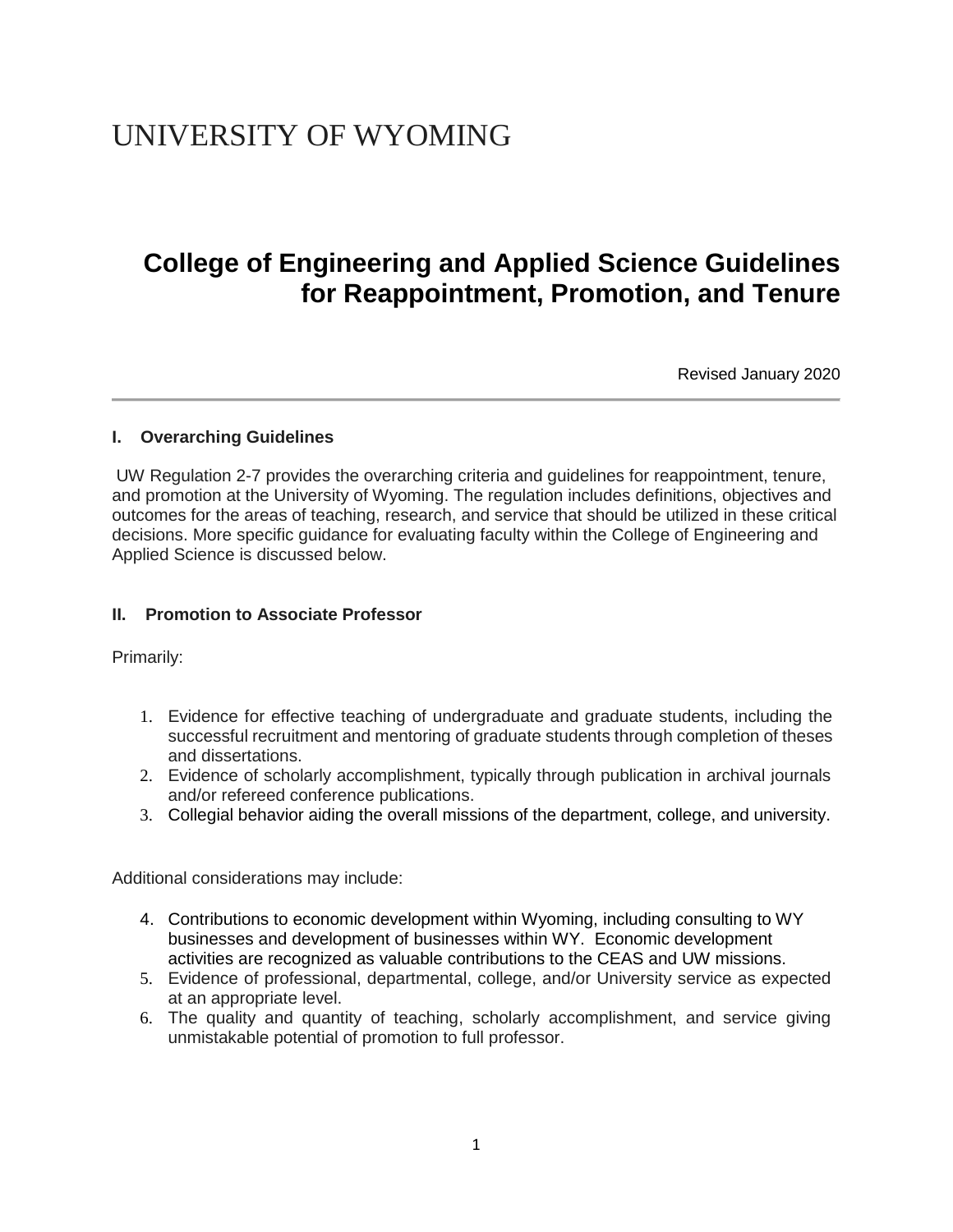# UNIVERSITY OF WYOMING

## College of Engineering and Applied Science Guidelines for Reappointment, Promotion, and Tenure

Revised January 2020

---

### I. Overarching Guidelines

UW Regulation 2-7 provides the overarching criteria and guidelines for reappointment, tenure, and promotion at the University of Wyoming. The regulation includes definitions, objectives and outcomes for the areas of teaching, research, and service that should be utilized in these critical decisions. More specific guidance for evaluating faculty within the College of Engineering and Applied Science is discussed below.

### II. Promotion to Associate Professor

Primarily:

1. Evidence for effective teaching of undergraduate and graduate students, including the successful recruitment and mentoring of graduate students through completion of theses and dissertations.
2. Evidence of scholarly accomplishment, typically through publication in archival journals and/or refereed conference publications.
3. Collegial behavior aiding the overall missions of the department, college, and university.

Additional considerations may include:

4. Contributions to economic development within Wyoming, including consulting to WY businesses and development of businesses within WY. Economic development activities are recognized as valuable contributions to the CEAS and UW missions.
5. Evidence of professional, departmental, college, and/or University service as expected at an appropriate level.
6. The quality and quantity of teaching, scholarly accomplishment, and service giving unmistakable potential of promotion to full professor.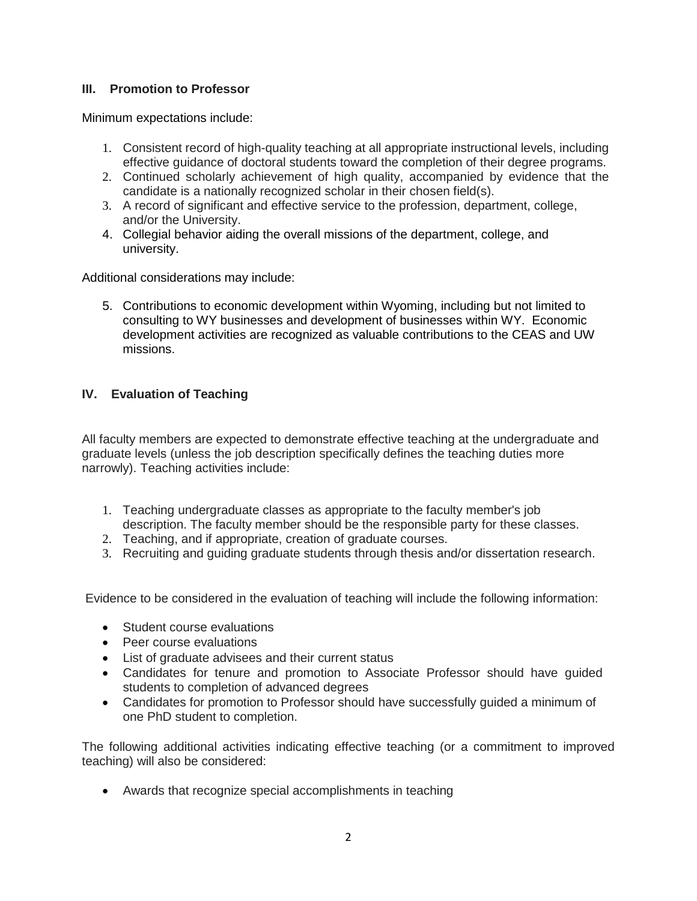## III. Promotion to Professor

Minimum expectations include:

1. Consistent record of high-quality teaching at all appropriate instructional levels, including effective guidance of doctoral students toward the completion of their degree programs.
2. Continued scholarly achievement of high quality, accompanied by evidence that the candidate is a nationally recognized scholar in their chosen field(s).
3. A record of significant and effective service to the profession, department, college, and/or the University.
4. Collegial behavior aiding the overall missions of the department, college, and university.

Additional considerations may include:

5. Contributions to economic development within Wyoming, including but not limited to consulting to WY businesses and development of businesses within WY. Economic development activities are recognized as valuable contributions to the CEAS and UW missions.

## IV. Evaluation of Teaching

All faculty members are expected to demonstrate effective teaching at the undergraduate and graduate levels (unless the job description specifically defines the teaching duties more narrowly). Teaching activities include:

1. Teaching undergraduate classes as appropriate to the faculty member's job description. The faculty member should be the responsible party for these classes.
2. Teaching, and if appropriate, creation of graduate courses.
3. Recruiting and guiding graduate students through thesis and/or dissertation research.

Evidence to be considered in the evaluation of teaching will include the following information:

- Student course evaluations
- Peer course evaluations
- List of graduate advisees and their current status
- Candidates for tenure and promotion to Associate Professor should have guided students to completion of advanced degrees
- Candidates for promotion to Professor should have successfully guided a minimum of one PhD student to completion.

The following additional activities indicating effective teaching (or a commitment to improved teaching) will also be considered:

- Awards that recognize special accomplishments in teaching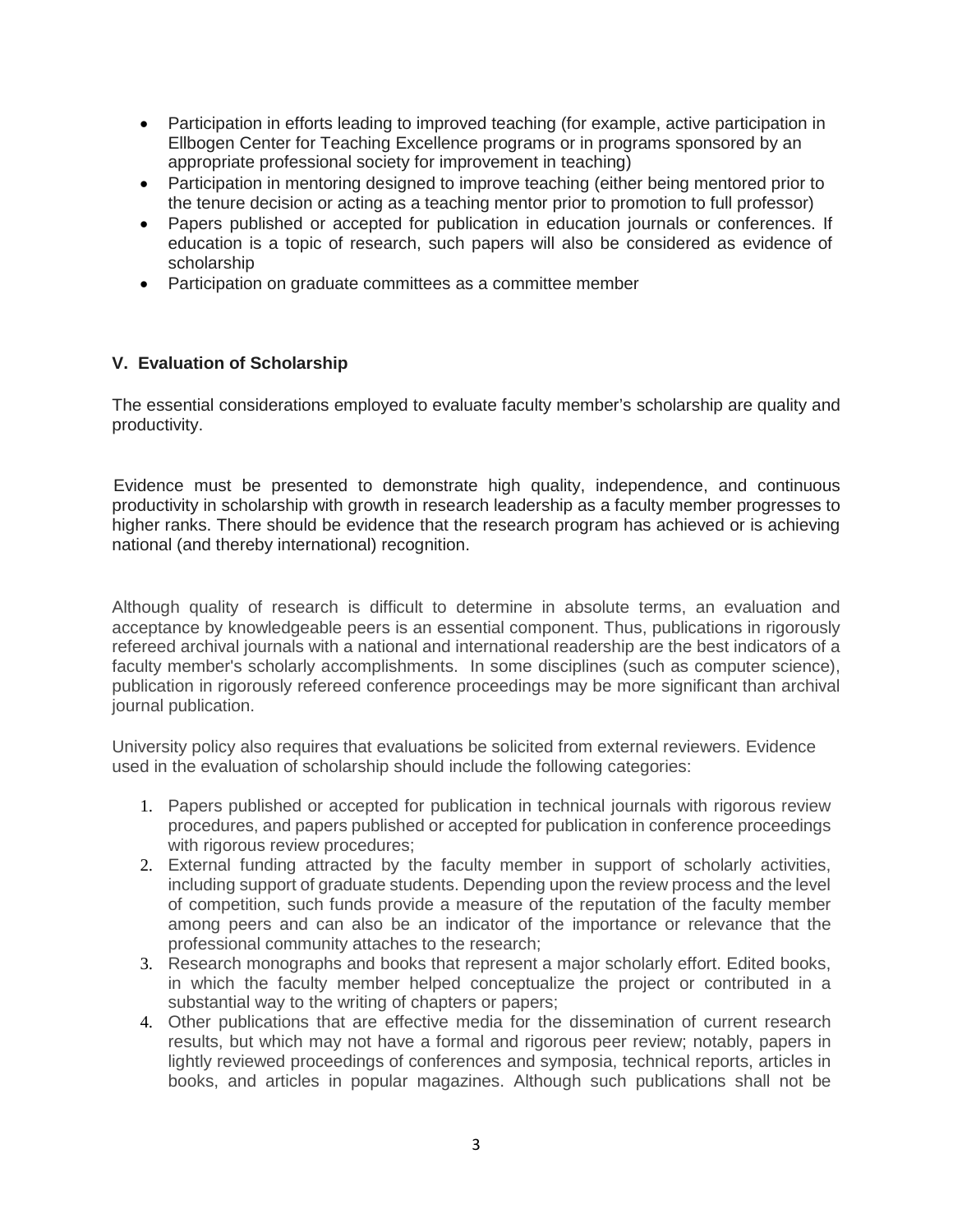- Participation in efforts leading to improved teaching (for example, active participation in Ellbogen Center for Teaching Excellence programs or in programs sponsored by an appropriate professional society for improvement in teaching)
- Participation in mentoring designed to improve teaching (either being mentored prior to the tenure decision or acting as a teaching mentor prior to promotion to full professor)
- Papers published or accepted for publication in education journals or conferences. If education is a topic of research, such papers will also be considered as evidence of scholarship
- Participation on graduate committees as a committee member

## V. Evaluation of Scholarship

The essential considerations employed to evaluate faculty member's scholarship are quality and productivity.

Evidence must be presented to demonstrate high quality, independence, and continuous productivity in scholarship with growth in research leadership as a faculty member progresses to higher ranks. There should be evidence that the research program has achieved or is achieving national (and thereby international) recognition.

Although quality of research is difficult to determine in absolute terms, an evaluation and acceptance by knowledgeable peers is an essential component. Thus, publications in rigorously refereed archival journals with a national and international readership are the best indicators of a faculty member's scholarly accomplishments. In some disciplines (such as computer science), publication in rigorously refereed conference proceedings may be more significant than archival journal publication.

University policy also requires that evaluations be solicited from external reviewers. Evidence used in the evaluation of scholarship should include the following categories:

1. Papers published or accepted for publication in technical journals with rigorous review procedures, and papers published or accepted for publication in conference proceedings with rigorous review procedures;
2. External funding attracted by the faculty member in support of scholarly activities, including support of graduate students. Depending upon the review process and the level of competition, such funds provide a measure of the reputation of the faculty member among peers and can also be an indicator of the importance or relevance that the professional community attaches to the research;
3. Research monographs and books that represent a major scholarly effort. Edited books, in which the faculty member helped conceptualize the project or contributed in a substantial way to the writing of chapters or papers;
4. Other publications that are effective media for the dissemination of current research results, but which may not have a formal and rigorous peer review; notably, papers in lightly reviewed proceedings of conferences and symposia, technical reports, articles in books, and articles in popular magazines. Although such publications shall not be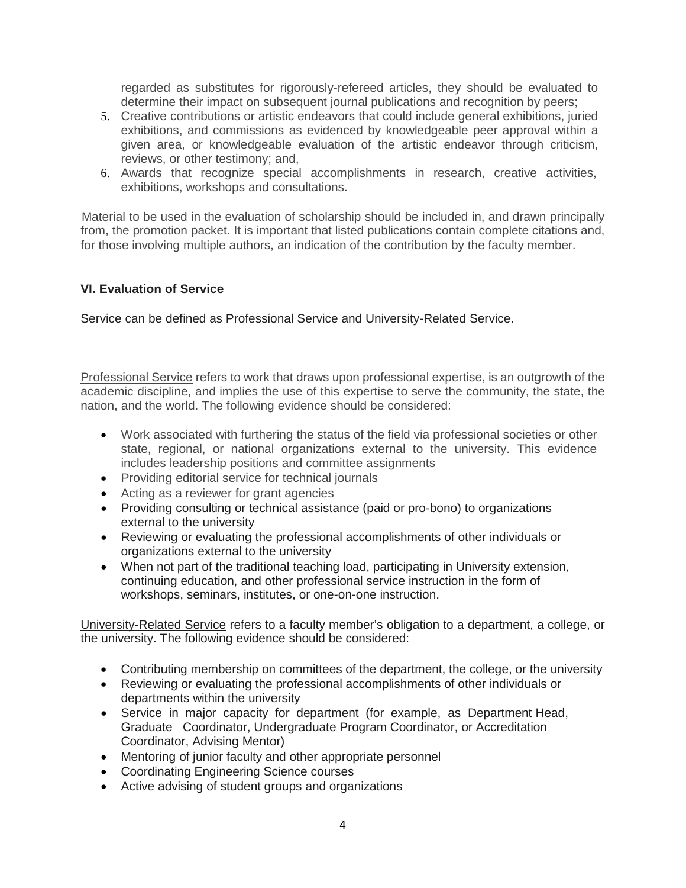regarded as substitutes for rigorously-refereed articles, they should be evaluated to determine their impact on subsequent journal publications and recognition by peers;

5. Creative contributions or artistic endeavors that could include general exhibitions, juried exhibitions, and commissions as evidenced by knowledgeable peer approval within a given area, or knowledgeable evaluation of the artistic endeavor through criticism, reviews, or other testimony; and,
6. Awards that recognize special accomplishments in research, creative activities, exhibitions, workshops and consultations.

Material to be used in the evaluation of scholarship should be included in, and drawn principally from, the promotion packet. It is important that listed publications contain complete citations and, for those involving multiple authors, an indication of the contribution by the faculty member.

## VI. Evaluation of Service

Service can be defined as Professional Service and University-Related Service.

Professional Service refers to work that draws upon professional expertise, is an outgrowth of the academic discipline, and implies the use of this expertise to serve the community, the state, the nation, and the world. The following evidence should be considered:

- Work associated with furthering the status of the field via professional societies or other state, regional, or national organizations external to the university. This evidence includes leadership positions and committee assignments
- Providing editorial service for technical journals
- Acting as a reviewer for grant agencies
- Providing consulting or technical assistance (paid or pro-bono) to organizations external to the university
- Reviewing or evaluating the professional accomplishments of other individuals or organizations external to the university
- When not part of the traditional teaching load, participating in University extension, continuing education, and other professional service instruction in the form of workshops, seminars, institutes, or one-on-one instruction.

University-Related Service refers to a faculty member's obligation to a department, a college, or the university. The following evidence should be considered:

- Contributing membership on committees of the department, the college, or the university
- Reviewing or evaluating the professional accomplishments of other individuals or departments within the university
- Service in major capacity for department (for example, as Department Head, Graduate Coordinator, Undergraduate Program Coordinator, or Accreditation Coordinator, Advising Mentor)
- Mentoring of junior faculty and other appropriate personnel
- Coordinating Engineering Science courses
- Active advising of student groups and organizations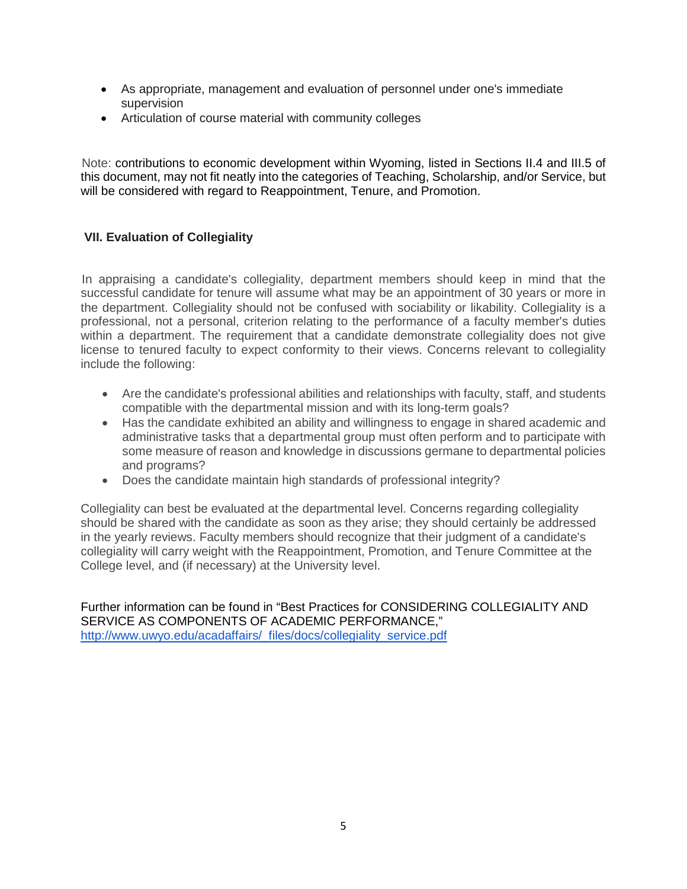- As appropriate, management and evaluation of personnel under one's immediate supervision
- Articulation of course material with community colleges

Note: contributions to economic development within Wyoming, listed in Sections II.4 and III.5 of this document, may not fit neatly into the categories of Teaching, Scholarship, and/or Service, but will be considered with regard to Reappointment, Tenure, and Promotion.

## VII. Evaluation of Collegiality

In appraising a candidate's collegiality, department members should keep in mind that the successful candidate for tenure will assume what may be an appointment of 30 years or more in the department. Collegiality should not be confused with sociability or likability. Collegiality is a professional, not a personal, criterion relating to the performance of a faculty member's duties within a department. The requirement that a candidate demonstrate collegiality does not give license to tenured faculty to expect conformity to their views. Concerns relevant to collegiality include the following:

- Are the candidate's professional abilities and relationships with faculty, staff, and students compatible with the departmental mission and with its long-term goals?
- Has the candidate exhibited an ability and willingness to engage in shared academic and administrative tasks that a departmental group must often perform and to participate with some measure of reason and knowledge in discussions germane to departmental policies and programs?
- Does the candidate maintain high standards of professional integrity?

Collegiality can best be evaluated at the departmental level. Concerns regarding collegiality should be shared with the candidate as soon as they arise; they should certainly be addressed in the yearly reviews. Faculty members should recognize that their judgment of a candidate's collegiality will carry weight with the Reappointment, Promotion, and Tenure Committee at the College level, and (if necessary) at the University level.

Further information can be found in "Best Practices for CONSIDERING COLLEGIALITY AND SERVICE AS COMPONENTS OF ACADEMIC PERFORMANCE," http://www.uwyo.edu/acadaffairs/_files/docs/collegiality_service.pdf